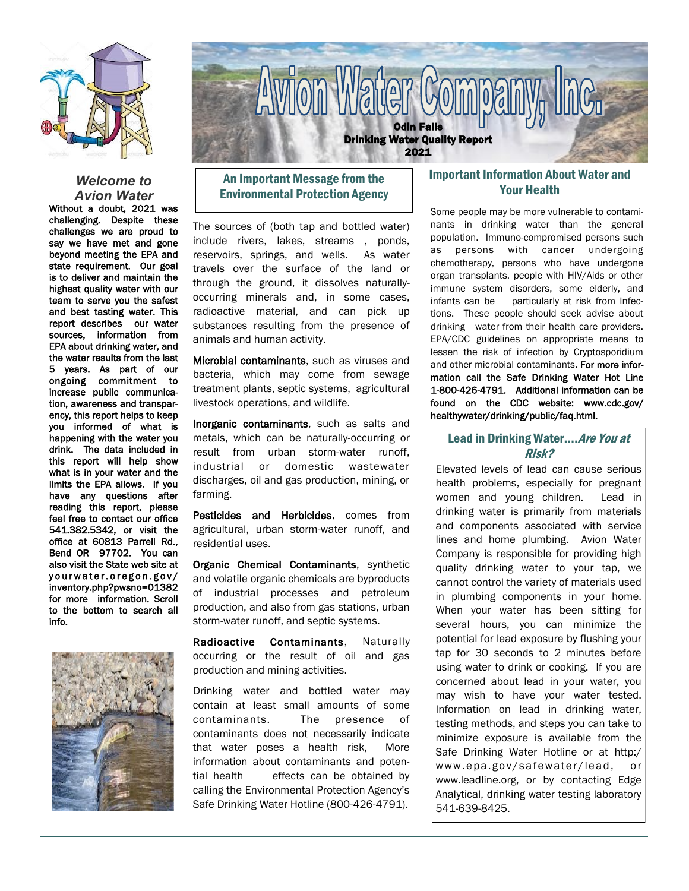# Avion Water Company, Inc.

**Odin Falls**
**Drinking Water Quality Report**
**2021**

## *Welcome to Avion Water*

**Without a doubt, 2021 was challenging. Despite these challenges we are proud to say we have met and gone beyond meeting the EPA and state requirement. Our goal is to deliver and maintain the highest quality water with our team to serve you the safest and best tasting water. This report describes our water sources, information from EPA about drinking water, and the water results from the last 5 years. As part of our ongoing commitment to increase public communication, awareness and transparency, this report helps to keep you informed of what is happening with the water you drink. The data included in this report will help show what is in your water and the limits the EPA allows. If you have any questions after reading this report, please feel free to contact our office 541.382.5342, or visit the office at 60813 Parrell Rd., Bend OR 97702. You can also visit the State web site at yourwater.oregon.gov/inventory.php?pwsno=01382 for more information. Scroll to the bottom to search all info.**

## An Important Message from the Environmental Protection Agency

The sources of (both tap and bottled water) include rivers, lakes, streams , ponds, reservoirs, springs, and wells. As water travels over the surface of the land or through the ground, it dissolves naturally-occurring minerals and, in some cases, radioactive material, and can pick up substances resulting from the presence of animals and human activity.

**Microbial contaminants**, such as viruses and bacteria, which may come from sewage treatment plants, septic systems, agricultural livestock operations, and wildlife.

**Inorganic contaminants**, such as salts and metals, which can be naturally-occurring or result from urban storm-water runoff, industrial or domestic wastewater discharges, oil and gas production, mining, or farming.

**Pesticides and Herbicides**, comes from agricultural, urban storm-water runoff, and residential uses.

**Organic Chemical Contaminants**, synthetic and volatile organic chemicals are byproducts of industrial processes and petroleum production, and also from gas stations, urban storm-water runoff, and septic systems.

**Radioactive Contaminants**, Naturally occurring or the result of oil and gas production and mining activities.

Drinking water and bottled water may contain at least small amounts of some contaminants. The presence of contaminants does not necessarily indicate that water poses a health risk, More information about contaminants and potential health effects can be obtained by calling the Environmental Protection Agency's Safe Drinking Water Hotline (800-426-4791).

## Important Information About Water and Your Health

Some people may be more vulnerable to contaminants in drinking water than the general population. Immuno-compromised persons such as persons with cancer undergoing chemotherapy, persons who have undergone organ transplants, people with HIV/Aids or other immune system disorders, some elderly, and infants can be particularly at risk from Infections. These people should seek advise about drinking water from their health care providers. EPA/CDC guidelines on appropriate means to lessen the risk of infection by Cryptosporidium and other microbial contaminants. **For more information call the Safe Drinking Water Hot Line 1-800-426-4791. Additional information can be found on the CDC website: www.cdc.gov/healthywater/drinking/public/faq.html.**

## Lead in Drinking Water....*Are You at Risk?*

Elevated levels of lead can cause serious health problems, especially for pregnant women and young children. Lead in drinking water is primarily from materials and components associated with service lines and home plumbing. Avion Water Company is responsible for providing high quality drinking water to your tap, we cannot control the variety of materials used in plumbing components in your home. When your water has been sitting for several hours, you can minimize the potential for lead exposure by flushing your tap for 30 seconds to 2 minutes before using water to drink or cooking. If you are concerned about lead in your water, you may wish to have your water tested. Information on lead in drinking water, testing methods, and steps you can take to minimize exposure is available from the Safe Drinking Water Hotline or at http://www.epa.gov/safewater/lead, or www.leadline.org, or by contacting Edge Analytical, drinking water testing laboratory 541-639-8425.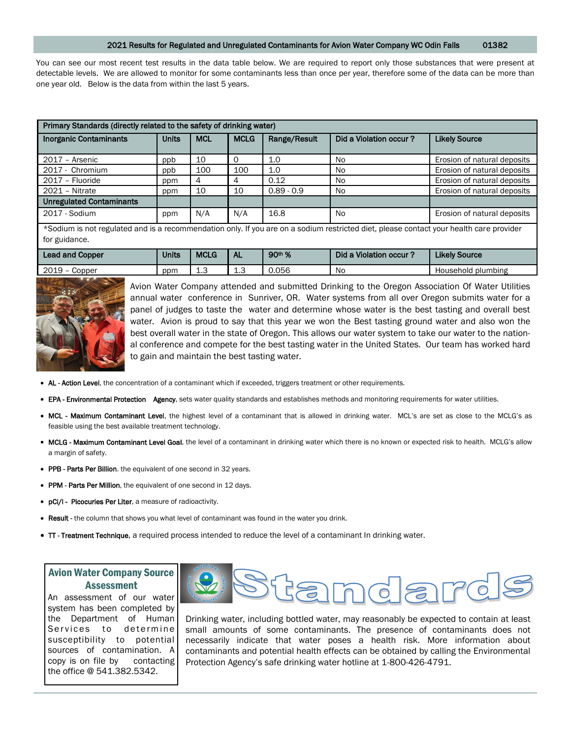## 2021 Results for Regulated and Unregulated Contaminants for Avion Water Company WC Odin Falls 01382

You can see our most recent test results in the data table below. We are required to report only those substances that were present at detectable levels. We are allowed to monitor for some contaminants less than once per year, therefore some of the data can be more than one year old. Below is the data from within the last 5 years.

| Primary Standards (directly related to the safety of drinking water) | | | | | | |
|---|---|---|---|---|---|---|
| **Inorganic Contaminants** | **Units** | **MCL** | **MCLG** | **Range/Result** | **Did a Violation occur ?** | **Likely Source** |
| 2017 – Arsenic | ppb | 10 | 0 | 1.0 | No | Erosion of natural deposits |
| 2017 - Chromium | ppb | 100 | 100 | 1.0 | No | Erosion of natural deposits |
| 2017 – Fluoride | ppm | 4 | 4 | 0.12 | No | Erosion of natural deposits |
| 2021 – Nitrate | ppm | 10 | 10 | 0.89 - 0.9 | No | Erosion of natural deposits |
| **Unregulated Contaminants** | | | | | | |
| 2017 - Sodium | ppm | N/A | N/A | 16.8 | No | Erosion of natural deposits |
| *Sodium is not regulated and is a recommendation only. If you are on a sodium restricted diet, please contact your health care provider for guidance. | | | | | | |
| **Lead and Copper** | **Units** | **MCLG** | **AL** | **90th %** | **Did a Violation occur ?** | **Likely Source** |
| 2019 – Copper | ppm | 1.3 | 1.3 | 0.056 | No | Household plumbing |

Avion Water Company attended and submitted Drinking to the Oregon Association Of Water Utilities annual water conference in Sunriver, OR. Water systems from all over Oregon submits water for a panel of judges to taste the water and determine whose water is the best tasting and overall best water. Avion is proud to say that this year we won the Best tasting ground water and also won the best overall water in the state of Oregon. This allows our water system to take our water to the national conference and compete for the best tasting water in the United States. Our team has worked hard to gain and maintain the best tasting water.

- **AL - Action Level**, the concentration of a contaminant which if exceeded, triggers treatment or other requirements.
- **EPA - Environmental Protection Agency**, sets water quality standards and establishes methods and monitoring requirements for water utilities.
- **MCL - Maximum Contaminant Level**, the highest level of a contaminant that is allowed in drinking water. MCL's are set as close to the MCLG's as feasible using the best available treatment technology.
- **MCLG - Maximum Contaminant Level Goal**, the level of a contaminant in drinking water which there is no known or expected risk to health. MCLG's allow a margin of safety.
- **PPB - Parts Per Billion**. the equivalent of one second in 32 years.
- **PPM - Parts Per Million**, the equivalent of one second in 12 days.
- **pCi/l - Picocuries Per Liter**, a measure of radioactivity.
- **Result** - the column that shows you what level of contaminant was found in the water you drink.
- **TT - Treatment Technique**, a required process intended to reduce the level of a contaminant In drinking water.

### Avion Water Company Source Assessment

An assessment of our water system has been completed by the Department of Human Services to determine susceptibility to potential sources of contamination. A copy is on file by contacting the office @ 541.382.5342.

### Standards

Drinking water, including bottled water, may reasonably be expected to contain at least small amounts of some contaminants. The presence of contaminants does not necessarily indicate that water poses a health risk. More information about contaminants and potential health effects can be obtained by calling the Environmental Protection Agency's safe drinking water hotline at 1-800-426-4791.